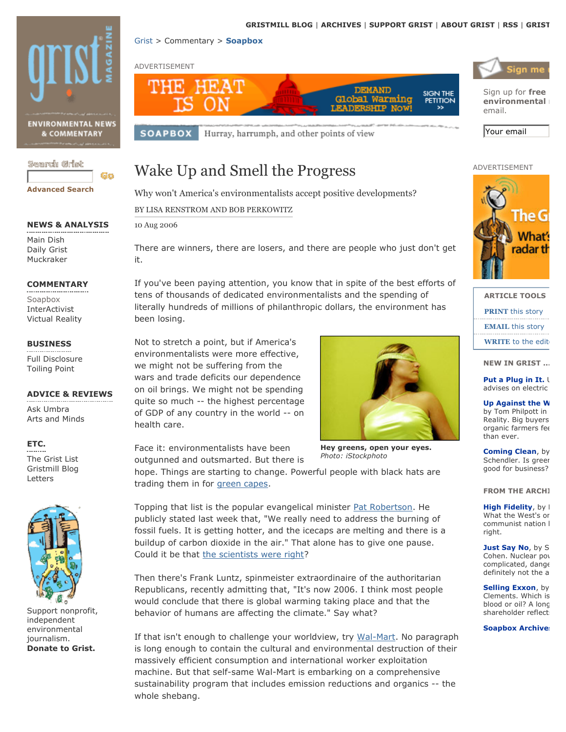Grist > Commentary > **Soapbox**

**SOAPBOX** Hurray, harrumph, and other points of view

# Wake Up and Smell the Progress

Why won't America's environmentalists accept positive developments?

BY LISA RENSTROM AND BOB PERKOWITZ

10 Aug 2006

There are winners, there are losers, and there are people who just don't get it.

If you've been paying attention, you know that in spite of the best efforts of tens of thousands of dedicated environmentalists and the spending of literally hundreds of millions of philanthropic dollars, the environment has been losing.

Not to stretch a point, but if America's environmentalists were more effective, we might not be suffering from the wars and trade deficits our dependence on oil brings. We might not be spending quite so much -- the highest percentage of GDP of any country in the world -- on health care.

**Hey greens, open your eyes.**
*Photo: iStockphoto*

Face it: environmentalists have been outgunned and outsmarted. But there is hope. Things are starting to change. Powerful people with black hats are trading them in for green capes.

Topping that list is the popular evangelical minister Pat Robertson. He publicly stated last week that, "We really need to address the burning of fossil fuels. It is getting hotter, and the icecaps are melting and there is a buildup of carbon dioxide in the air." That alone has to give one pause. Could it be that the scientists were right?

Then there's Frank Luntz, spinmeister extraordinaire of the authoritarian Republicans, recently admitting that, "It's now 2006. I think most people would conclude that there is global warming taking place and that the behavior of humans are affecting the climate." Say what?

If that isn't enough to challenge your worldview, try Wal-Mart. No paragraph is long enough to contain the cultural and environmental destruction of their massively efficient consumption and international worker exploitation machine. But that self-same Wal-Mart is embarking on a comprehensive sustainability program that includes emission reductions and organics -- the whole shebang.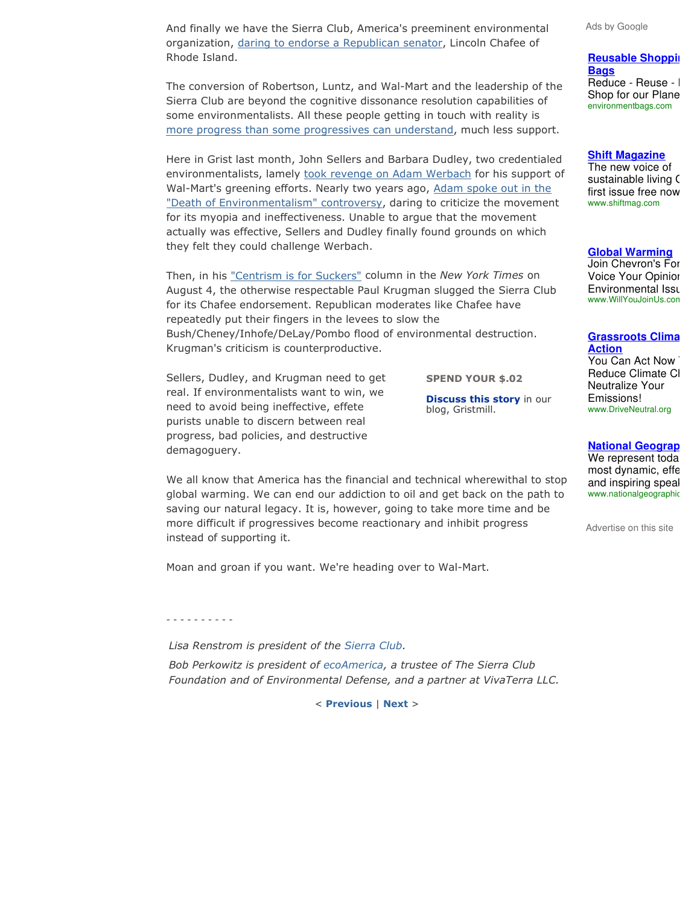And finally we have the Sierra Club, America's preeminent environmental organization, daring to endorse a Republican senator, Lincoln Chafee of Rhode Island.

The conversion of Robertson, Luntz, and Wal-Mart and the leadership of the Sierra Club are beyond the cognitive dissonance resolution capabilities of some environmentalists. All these people getting in touch with reality is more progress than some progressives can understand, much less support.

Here in Grist last month, John Sellers and Barbara Dudley, two credentialed environmentalists, lamely took revenge on Adam Werbach for his support of Wal-Mart's greening efforts. Nearly two years ago, Adam spoke out in the "Death of Environmentalism" controversy, daring to criticize the movement for its myopia and ineffectiveness. Unable to argue that the movement actually was effective, Sellers and Dudley finally found grounds on which they felt they could challenge Werbach.

Then, in his "Centrism is for Suckers" column in the *New York Times* on August 4, the otherwise respectable Paul Krugman slugged the Sierra Club for its Chafee endorsement. Republican moderates like Chafee have repeatedly put their fingers in the levees to slow the Bush/Cheney/Inhofe/DeLay/Pombo flood of environmental destruction. Krugman's criticism is counterproductive.

Sellers, Dudley, and Krugman need to get real. If environmentalists want to win, we need to avoid being ineffective, effete purists unable to discern between real progress, bad policies, and destructive demagoguery.

**SPEND YOUR $.02**

**Discuss this story** in our blog, Gristmill.

We all know that America has the financial and technical wherewithal to stop global warming. We can end our addiction to oil and get back on the path to saving our natural legacy. It is, however, going to take more time and be more difficult if progressives become reactionary and inhibit progress instead of supporting it.

Moan and groan if you want. We're heading over to Wal-Mart.

- - - - - - - - - -

*Lisa Renstrom is president of the Sierra Club.*

*Bob Perkowitz is president of ecoAmerica, a trustee of The Sierra Club Foundation and of Environmental Defense, and a partner at VivaTerra LLC.*